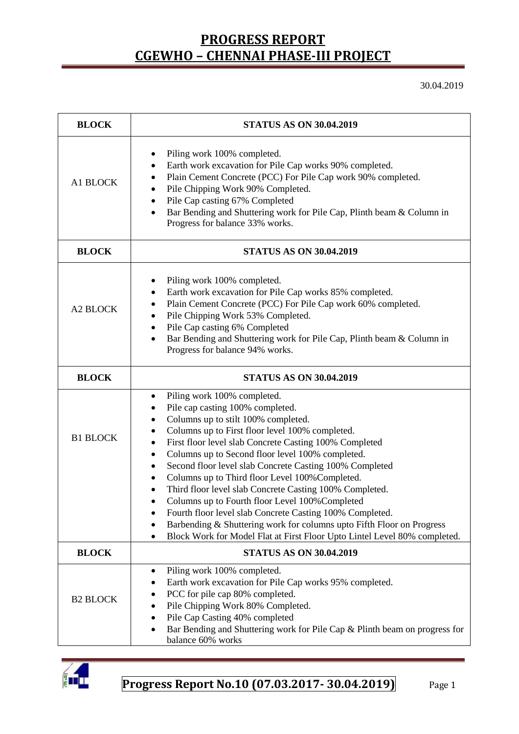# PROGRESS REPORT
# CGEWHO – CHENNAI PHASE-III PROJECT

30.04.2019

| BLOCK | STATUS AS ON 30.04.2019 |
|---|---|
| A1 BLOCK | • Piling work 100% completed.<br>• Earth work excavation for Pile Cap works 90% completed.<br>• Plain Cement Concrete (PCC) For Pile Cap work 90% completed.<br>• Pile Chipping Work 90% Completed.<br>• Pile Cap casting 67% Completed<br>• Bar Bending and Shuttering work for Pile Cap, Plinth beam & Column in Progress for balance 33% works. |
| **BLOCK** | **STATUS AS ON 30.04.2019** |
| A2 BLOCK | • Piling work 100% completed.<br>• Earth work excavation for Pile Cap works 85% completed.<br>• Plain Cement Concrete (PCC) For Pile Cap work 60% completed.<br>• Pile Chipping Work 53% Completed.<br>• Pile Cap casting 6% Completed<br>• Bar Bending and Shuttering work for Pile Cap, Plinth beam & Column in Progress for balance 94% works. |
| **BLOCK** | **STATUS AS ON 30.04.2019** |
| B1 BLOCK | • Piling work 100% completed.<br>• Pile cap casting 100% completed.<br>• Columns up to stilt 100% completed.<br>• Columns up to First floor level 100% completed.<br>• First floor level slab Concrete Casting 100% Completed<br>• Columns up to Second floor level 100% completed.<br>• Second floor level slab Concrete Casting 100% Completed<br>• Columns up to Third floor Level 100%Completed.<br>• Third floor level slab Concrete Casting 100% Completed.<br>• Columns up to Fourth floor Level 100%Completed<br>• Fourth floor level slab Concrete Casting 100% Completed.<br>• Barbending & Shuttering work for columns upto Fifth Floor on Progress<br>• Block Work for Model Flat at First Floor Upto Lintel Level 80% completed. |
| **BLOCK** | **STATUS AS ON 30.04.2019** |
| B2 BLOCK | • Piling work 100% completed.<br>• Earth work excavation for Pile Cap works 95% completed.<br>• PCC for pile cap 80% completed.<br>• Pile Chipping Work 80% Completed.<br>• Pile Cap Casting 40% completed<br>• Bar Bending and Shuttering work for Pile Cap & Plinth beam on progress for balance 60% works |

**Progress Report No.10 (07.03.2017- 30.04.2019)**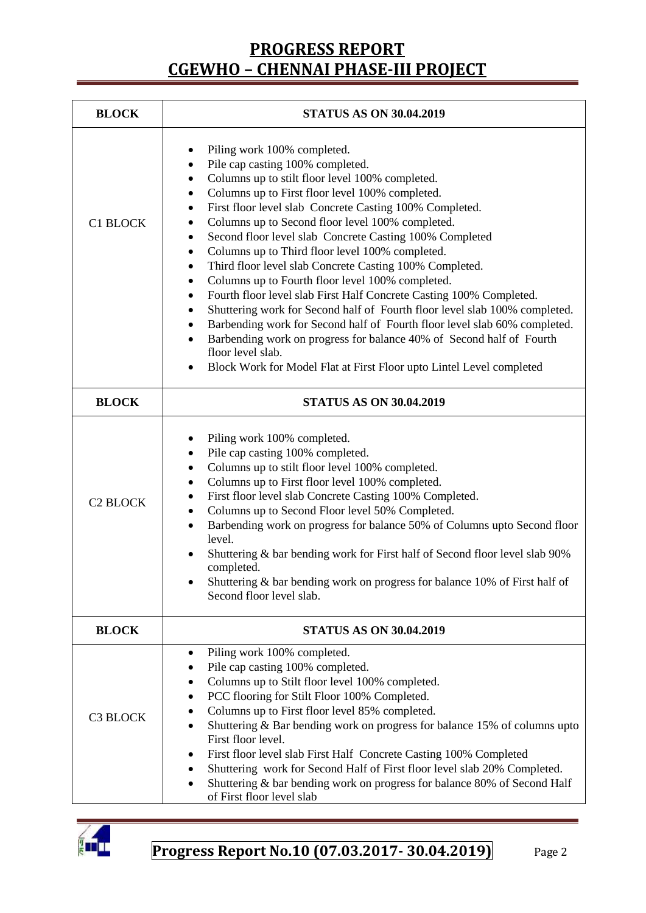# PROGRESS REPORT
# CGEWHO – CHENNAI PHASE-III PROJECT

| BLOCK | STATUS AS ON 30.04.2019 |
|---|---|
| C1 BLOCK | • Piling work 100% completed.<br>• Pile cap casting 100% completed.<br>• Columns up to stilt floor level 100% completed.<br>• Columns up to First floor level 100% completed.<br>• First floor level slab Concrete Casting 100% Completed.<br>• Columns up to Second floor level 100% completed.<br>• Second floor level slab Concrete Casting 100% Completed<br>• Columns up to Third floor level 100% completed.<br>• Third floor level slab Concrete Casting 100% Completed.<br>• Columns up to Fourth floor level 100% completed.<br>• Fourth floor level slab First Half Concrete Casting 100% Completed.<br>• Shuttering work for Second half of Fourth floor level slab 100% completed.<br>• Barbending work for Second half of Fourth floor level slab 60% completed.<br>• Barbending work on progress for balance 40% of Second half of Fourth floor level slab.<br>• Block Work for Model Flat at First Floor upto Lintel Level completed |
| **BLOCK** | **STATUS AS ON 30.04.2019** |
| C2 BLOCK | • Piling work 100% completed.<br>• Pile cap casting 100% completed.<br>• Columns up to stilt floor level 100% completed.<br>• Columns up to First floor level 100% completed.<br>• First floor level slab Concrete Casting 100% Completed.<br>• Columns up to Second Floor level 50% Completed.<br>• Barbending work on progress for balance 50% of Columns upto Second floor level.<br>• Shuttering & bar bending work for First half of Second floor level slab 90% completed.<br>• Shuttering & bar bending work on progress for balance 10% of First half of Second floor level slab. |
| **BLOCK** | **STATUS AS ON 30.04.2019** |
| C3 BLOCK | • Piling work 100% completed.<br>• Pile cap casting 100% completed.<br>• Columns up to Stilt floor level 100% completed.<br>• PCC flooring for Stilt Floor 100% Completed.<br>• Columns up to First floor level 85% completed.<br>• Shuttering & Bar bending work on progress for balance 15% of columns upto First floor level.<br>• First floor level slab First Half Concrete Casting 100% Completed<br>• Shuttering work for Second Half of First floor level slab 20% Completed.<br>• Shuttering & bar bending work on progress for balance 80% of Second Half of First floor level slab |

**Progress Report No.10 (07.03.2017- 30.04.2019)**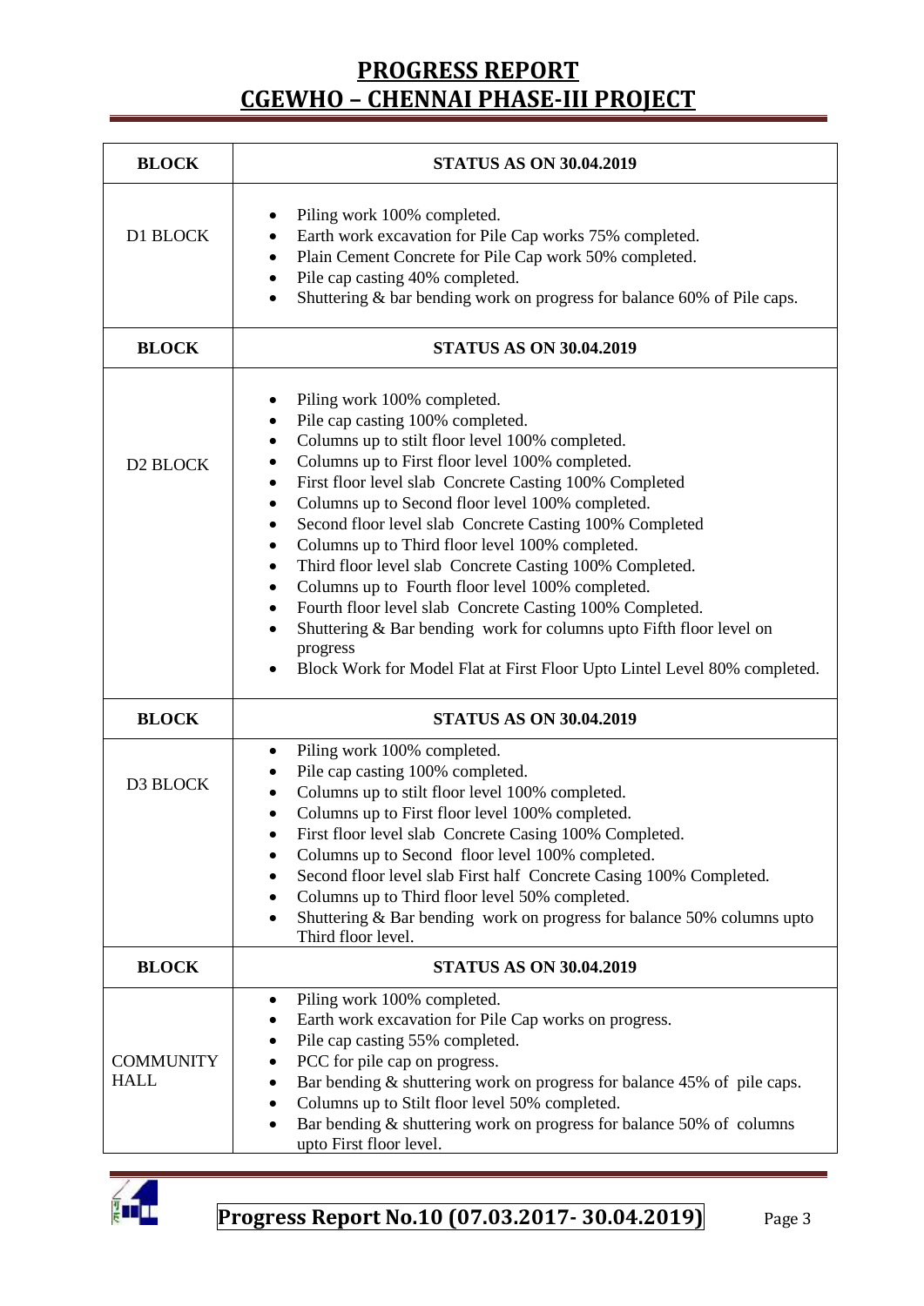# PROGRESS REPORT
# CGEWHO – CHENNAI PHASE-III PROJECT

| BLOCK | STATUS AS ON 30.04.2019 |
|---|---|
| D1 BLOCK | • Piling work 100% completed.<br>• Earth work excavation for Pile Cap works 75% completed.<br>• Plain Cement Concrete for Pile Cap work 50% completed.<br>• Pile cap casting 40% completed.<br>• Shuttering & bar bending work on progress for balance 60% of Pile caps. |
| **BLOCK** | **STATUS AS ON 30.04.2019** |
| D2 BLOCK | • Piling work 100% completed.<br>• Pile cap casting 100% completed.<br>• Columns up to stilt floor level 100% completed.<br>• Columns up to First floor level 100% completed.<br>• First floor level slab Concrete Casting 100% Completed<br>• Columns up to Second floor level 100% completed.<br>• Second floor level slab Concrete Casting 100% Completed<br>• Columns up to Third floor level 100% completed.<br>• Third floor level slab Concrete Casting 100% Completed.<br>• Columns up to Fourth floor level 100% completed.<br>• Fourth floor level slab Concrete Casting 100% Completed.<br>• Shuttering & Bar bending work for columns upto Fifth floor level on progress<br>• Block Work for Model Flat at First Floor Upto Lintel Level 80% completed. |
| **BLOCK** | **STATUS AS ON 30.04.2019** |
| D3 BLOCK | • Piling work 100% completed.<br>• Pile cap casting 100% completed.<br>• Columns up to stilt floor level 100% completed.<br>• Columns up to First floor level 100% completed.<br>• First floor level slab Concrete Casing 100% Completed.<br>• Columns up to Second floor level 100% completed.<br>• Second floor level slab First half Concrete Casing 100% Completed.<br>• Columns up to Third floor level 50% completed.<br>• Shuttering & Bar bending work on progress for balance 50% columns upto Third floor level. |
| **BLOCK** | **STATUS AS ON 30.04.2019** |
| COMMUNITY HALL | • Piling work 100% completed.<br>• Earth work excavation for Pile Cap works on progress.<br>• Pile cap casting 55% completed.<br>• PCC for pile cap on progress.<br>• Bar bending & shuttering work on progress for balance 45% of pile caps.<br>• Columns up to Stilt floor level 50% completed.<br>• Bar bending & shuttering work on progress for balance 50% of columns upto First floor level. |

**Progress Report No.10 (07.03.2017- 30.04.2019)**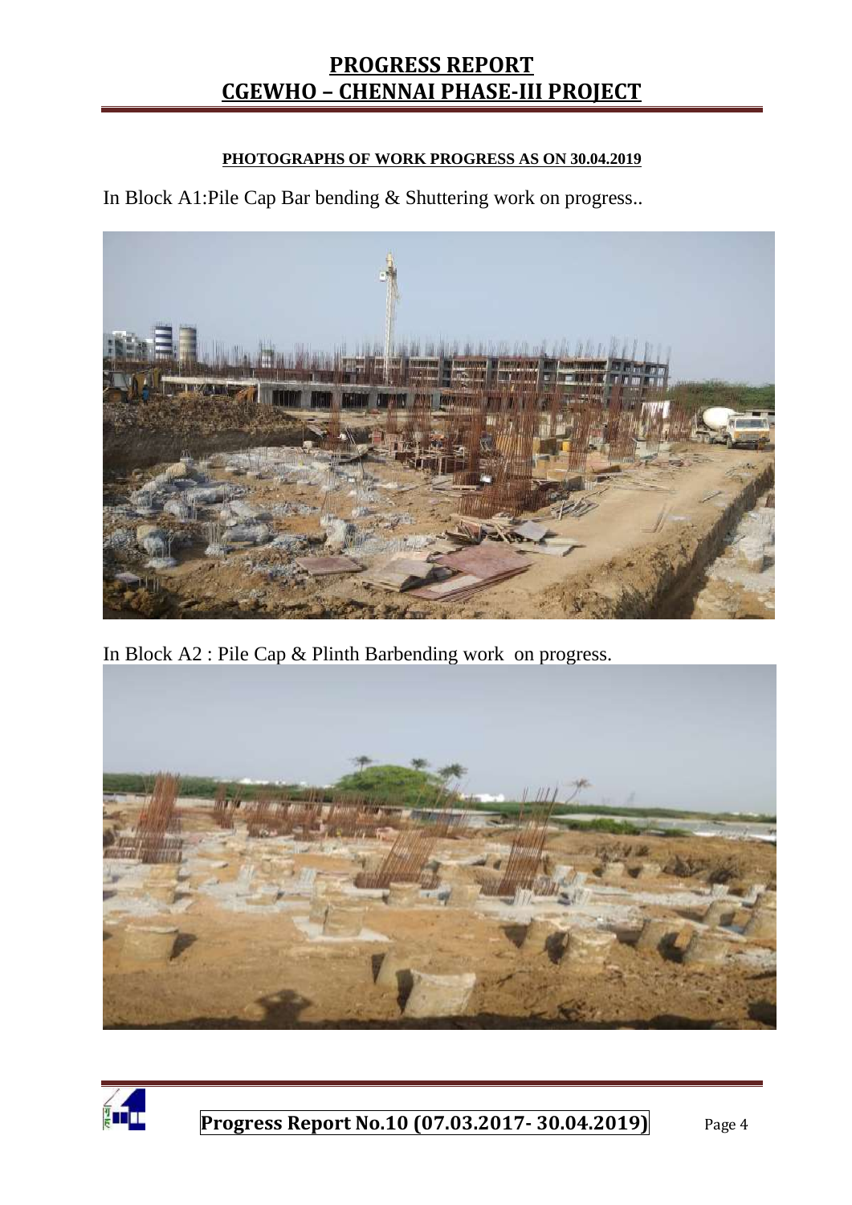**PHOTOGRAPHS OF WORK PROGRESS AS ON 30.04.2019**

In Block A1:Pile Cap Bar bending & Shuttering work on progress..

In Block A2 : Pile Cap & Plinth Barbending work on progress.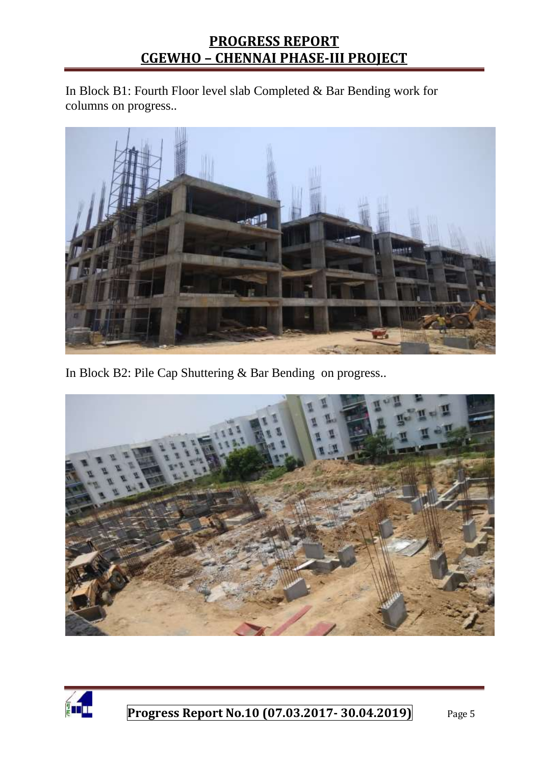In Block B1: Fourth Floor level slab Completed & Bar Bending work for columns on progress..

In Block B2: Pile Cap Shuttering & Bar Bending  on progress..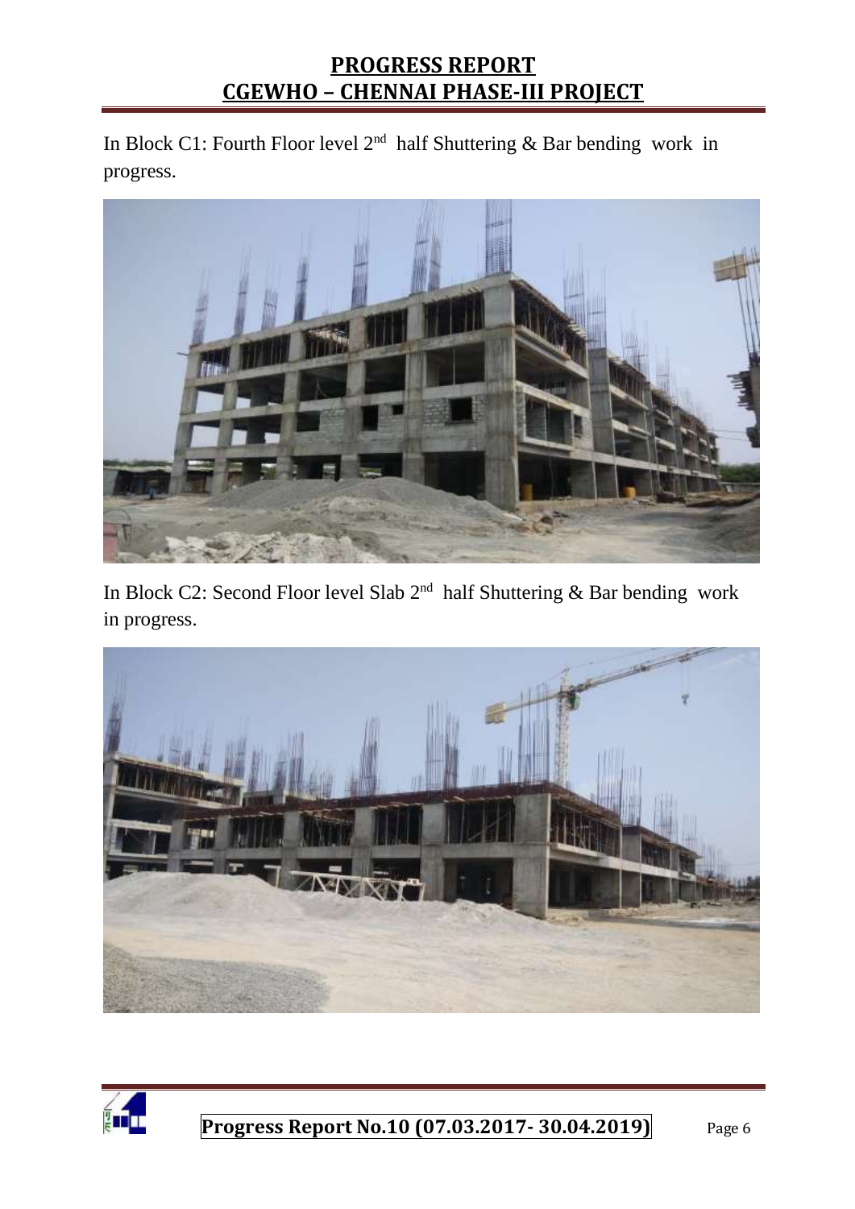In Block C1: Fourth Floor level 2nd half Shuttering & Bar bending work in progress.

In Block C2: Second Floor level Slab 2nd half Shuttering & Bar bending work in progress.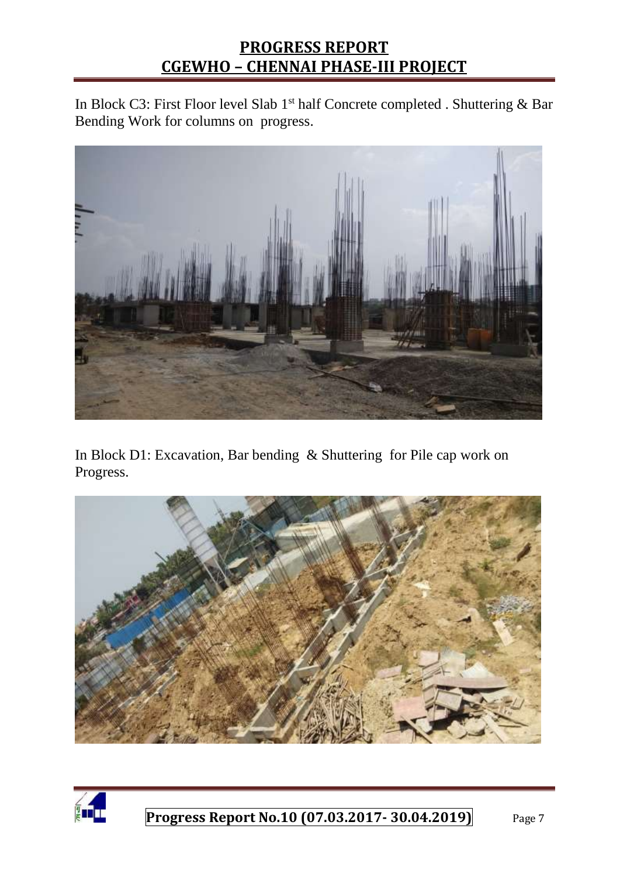In Block C3: First Floor level Slab 1st half Concrete completed . Shuttering & Bar Bending Work for columns on progress.

In Block D1: Excavation, Bar bending & Shuttering for Pile cap work on Progress.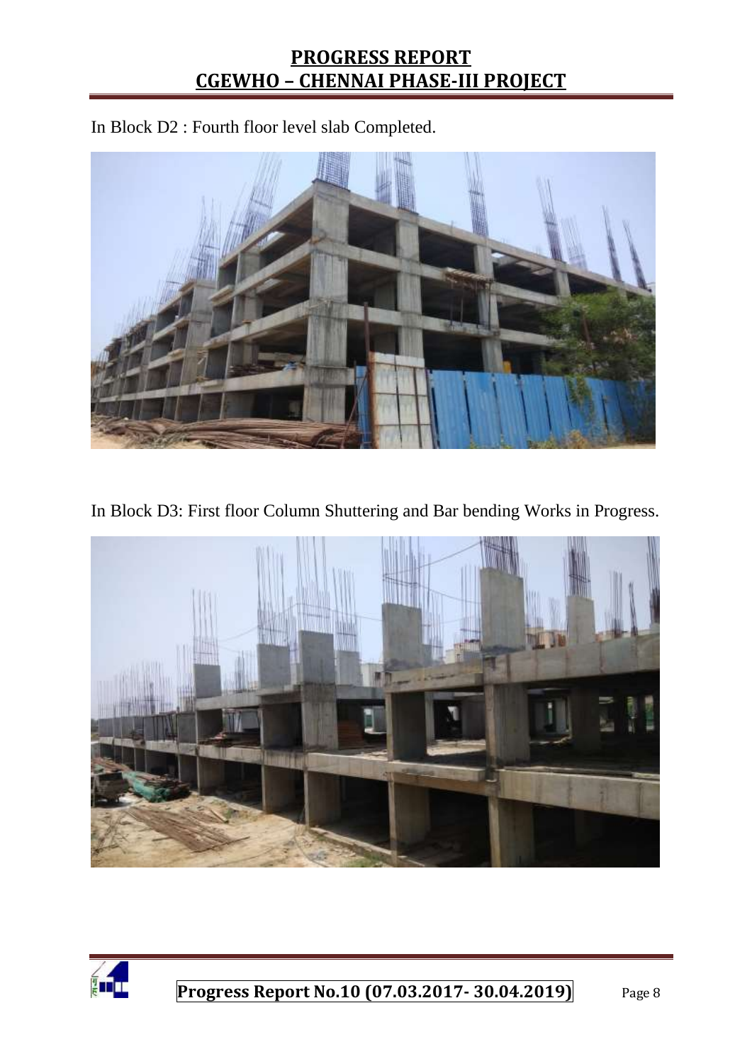In Block D2 : Fourth floor level slab Completed.

In Block D3: First floor Column Shuttering and Bar bending Works in Progress.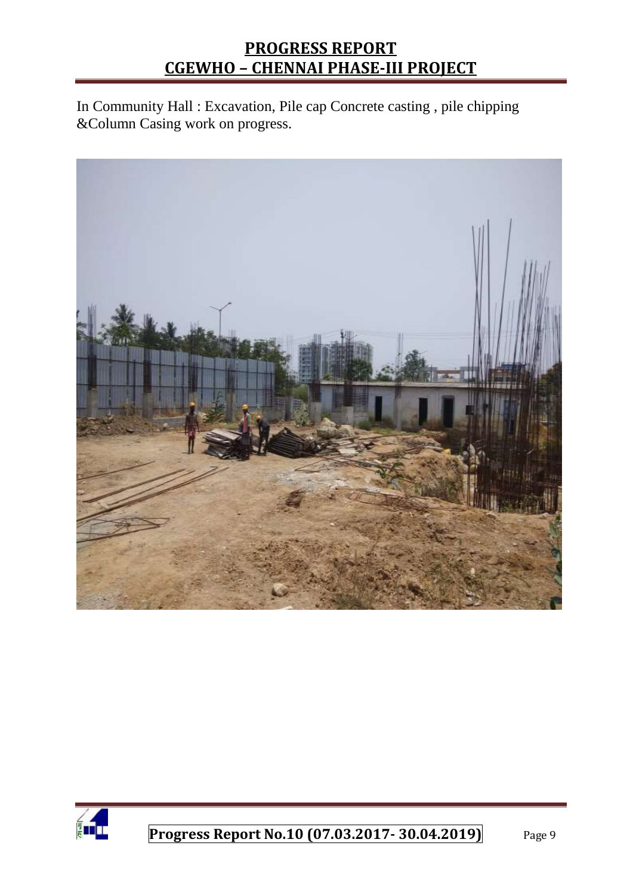In Community Hall : Excavation, Pile cap Concrete casting , pile chipping &Column Casing work on progress.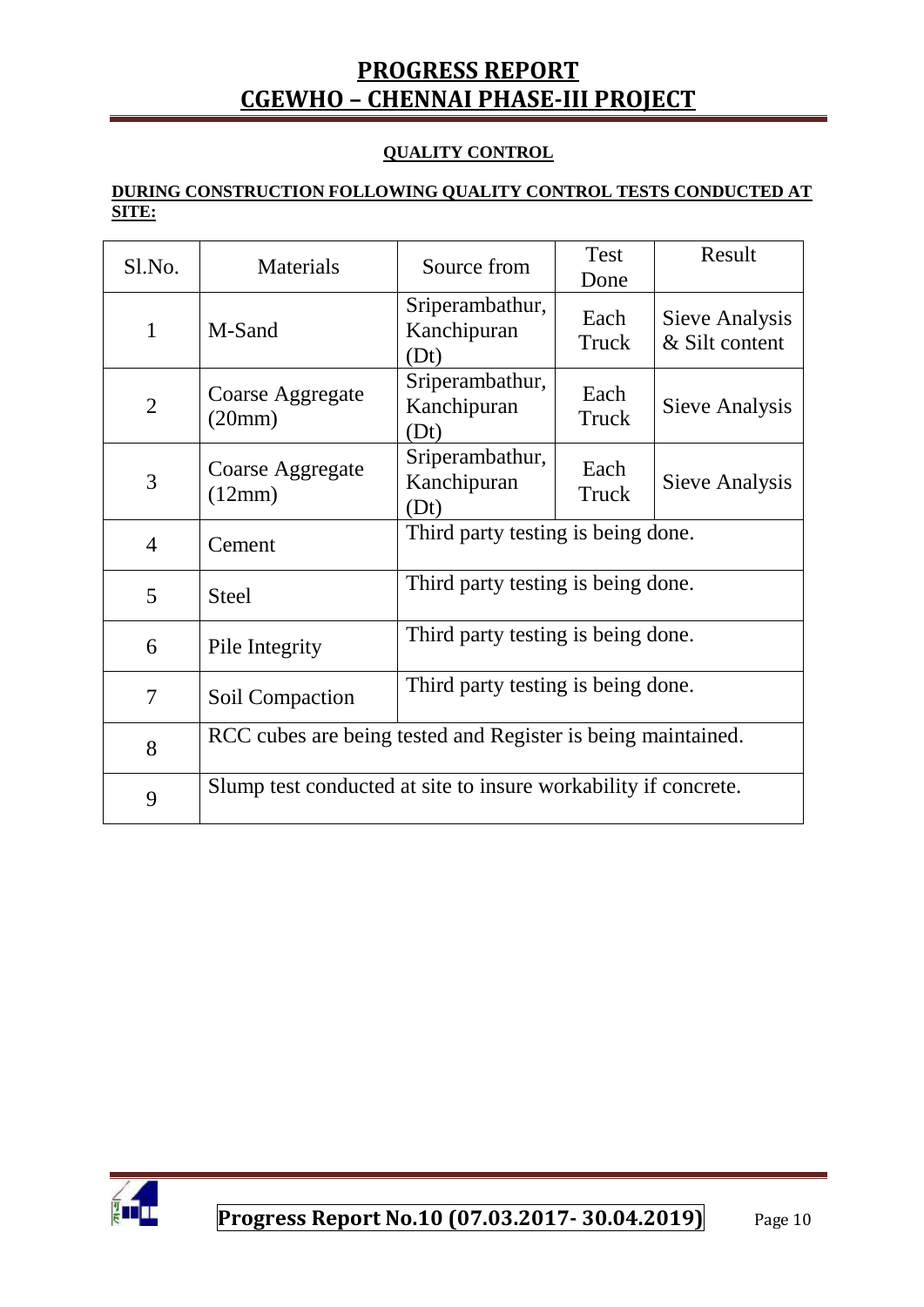# PROGRESS REPORT
# CGEWHO – CHENNAI PHASE-III PROJECT

## QUALITY CONTROL

**DURING CONSTRUCTION FOLLOWING QUALITY CONTROL TESTS CONDUCTED AT SITE:**

| Sl.No. | Materials | Source from | Test Done | Result |
|---|---|---|---|---|
| 1 | M-Sand | Sriperambathur, Kanchipuran (Dt) | Each Truck | Sieve Analysis & Silt content |
| 2 | Coarse Aggregate (20mm) | Sriperambathur, Kanchipuran (Dt) | Each Truck | Sieve Analysis |
| 3 | Coarse Aggregate (12mm) | Sriperambathur, Kanchipuran (Dt) | Each Truck | Sieve Analysis |
| 4 | Cement | Third party testing is being done. | | |
| 5 | Steel | Third party testing is being done. | | |
| 6 | Pile Integrity | Third party testing is being done. | | |
| 7 | Soil Compaction | Third party testing is being done. | | |
| 8 | RCC cubes are being tested and Register is being maintained. | | | |
| 9 | Slump test conducted at site to insure workability if concrete. | | | |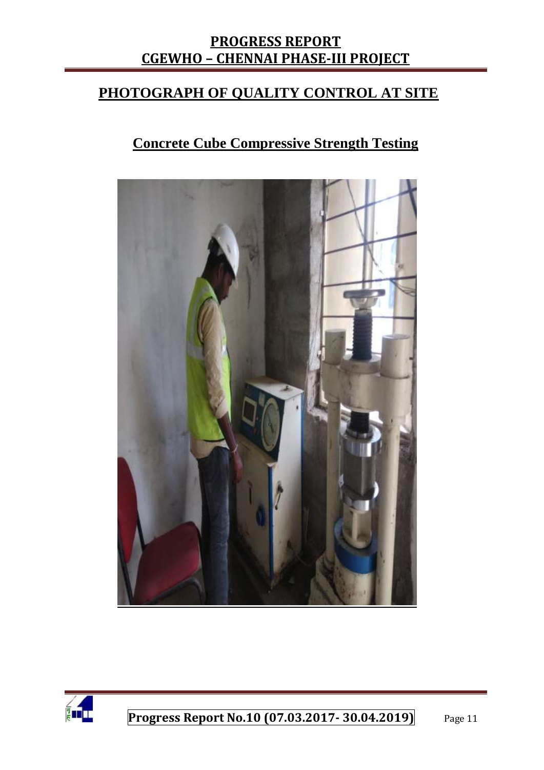# PHOTOGRAPH OF QUALITY CONTROL AT SITE

## Concrete Cube Compressive Strength Testing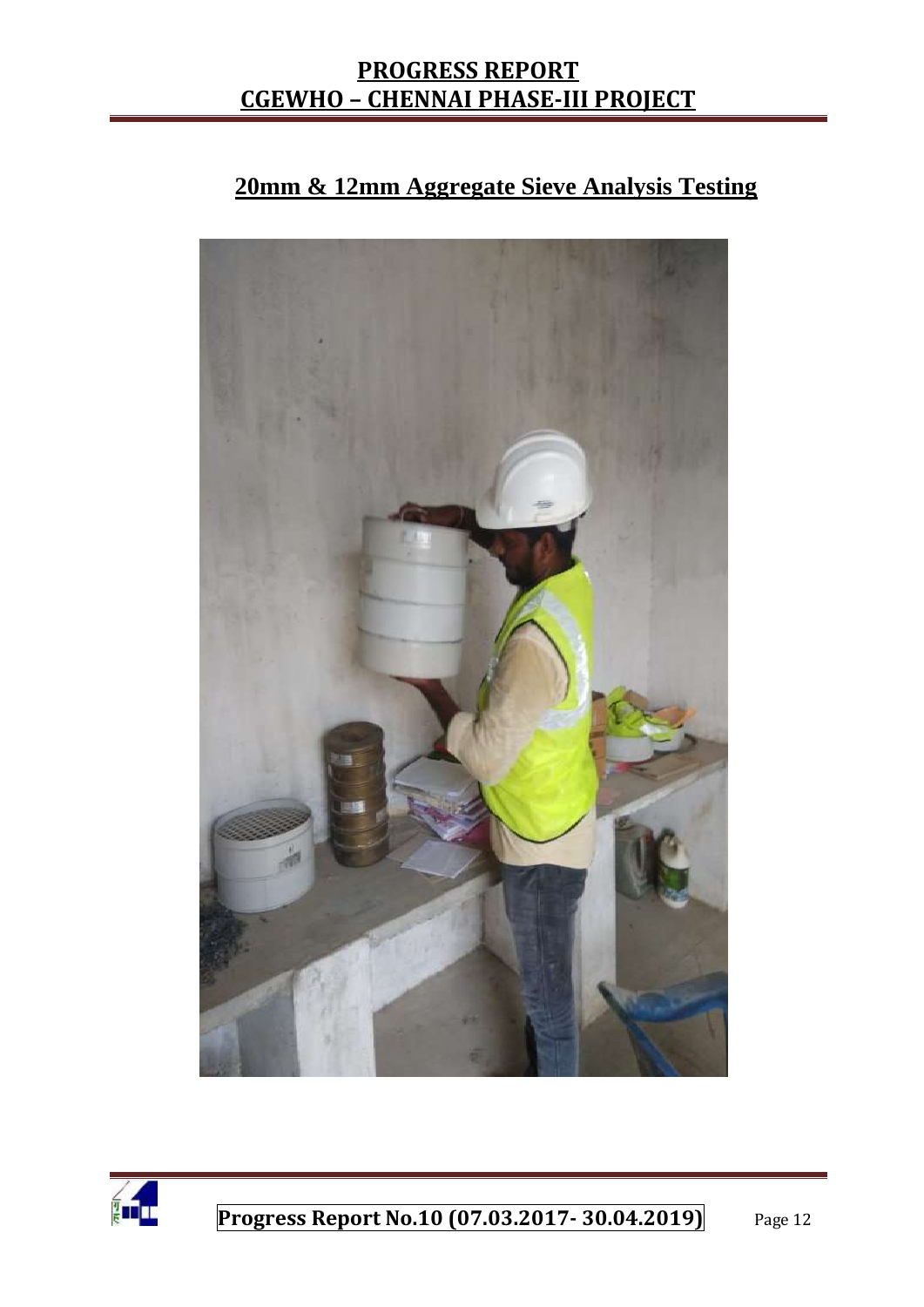## 20mm & 12mm Aggregate Sieve Analysis Testing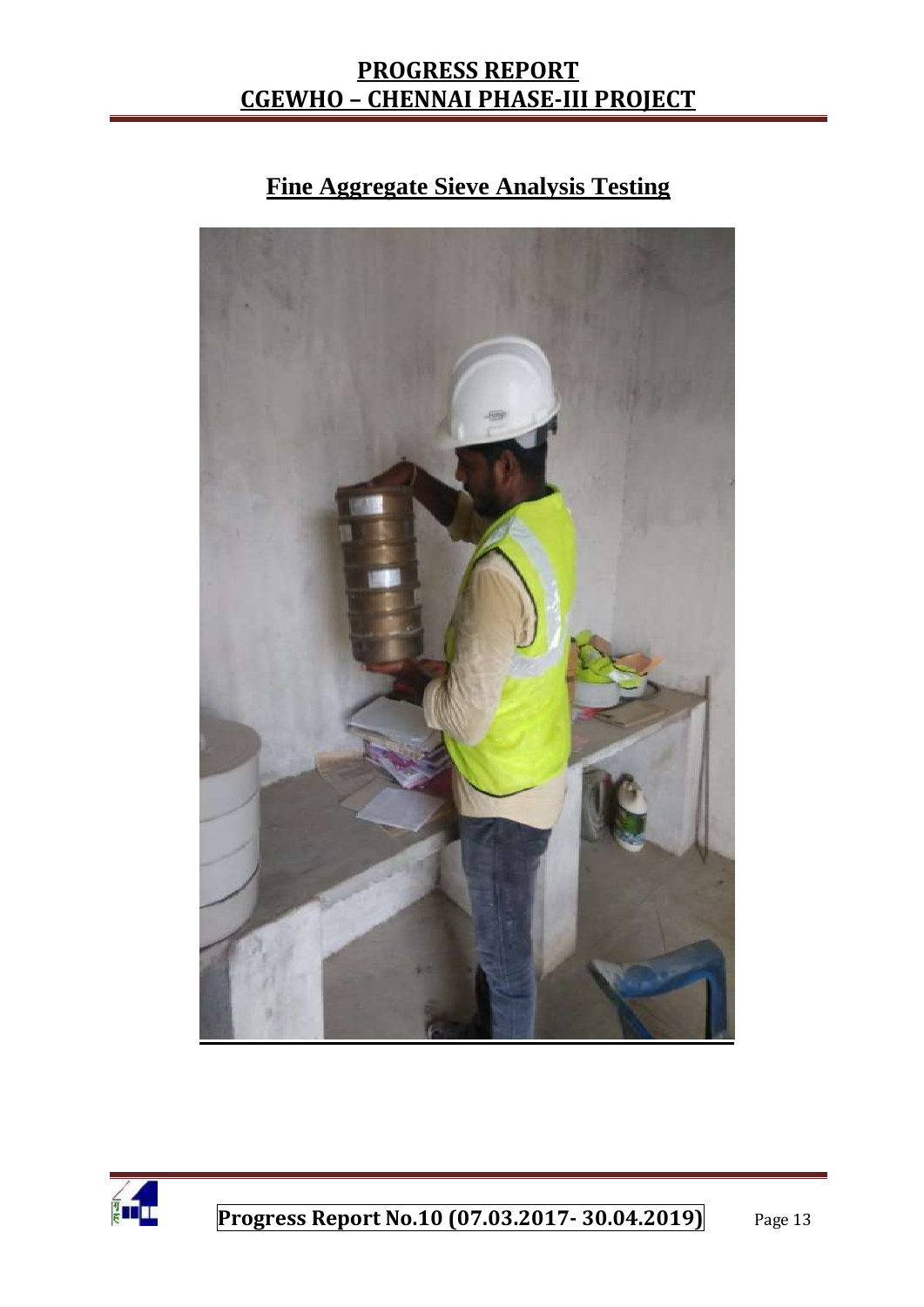## Fine Aggregate Sieve Analysis Testing